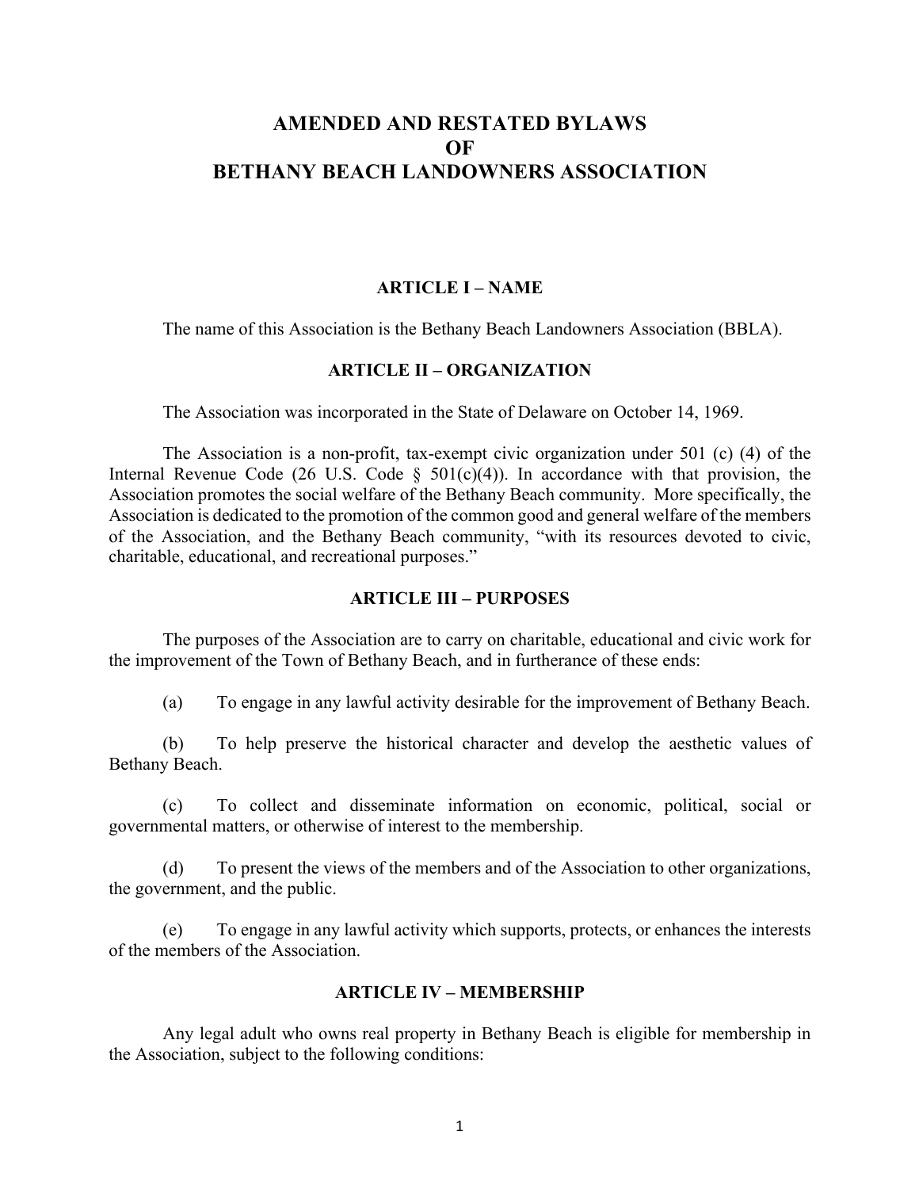# AMENDED AND RESTATED BYLAWS OF BETHANY BEACH LANDOWNERS ASSOCIATION

## ARTICLE I – NAME

The name of this Association is the Bethany Beach Landowners Association (BBLA).

## ARTICLE II – ORGANIZATION

The Association was incorporated in the State of Delaware on October 14, 1969.

The Association is a non-profit, tax-exempt civic organization under 501 (c) (4) of the Internal Revenue Code (26 U.S. Code § 501(c)(4)). In accordance with that provision, the Association promotes the social welfare of the Bethany Beach community. More specifically, the Association is dedicated to the promotion of the common good and general welfare of the members of the Association, and the Bethany Beach community, "with its resources devoted to civic, charitable, educational, and recreational purposes."

## ARTICLE III – PURPOSES

The purposes of the Association are to carry on charitable, educational and civic work for the improvement of the Town of Bethany Beach, and in furtherance of these ends:

(a) To engage in any lawful activity desirable for the improvement of Bethany Beach.

(b) To help preserve the historical character and develop the aesthetic values of Bethany Beach.

(c) To collect and disseminate information on economic, political, social or governmental matters, or otherwise of interest to the membership.

(d) To present the views of the members and of the Association to other organizations, the government, and the public.

(e) To engage in any lawful activity which supports, protects, or enhances the interests of the members of the Association.

## ARTICLE IV – MEMBERSHIP

Any legal adult who owns real property in Bethany Beach is eligible for membership in the Association, subject to the following conditions: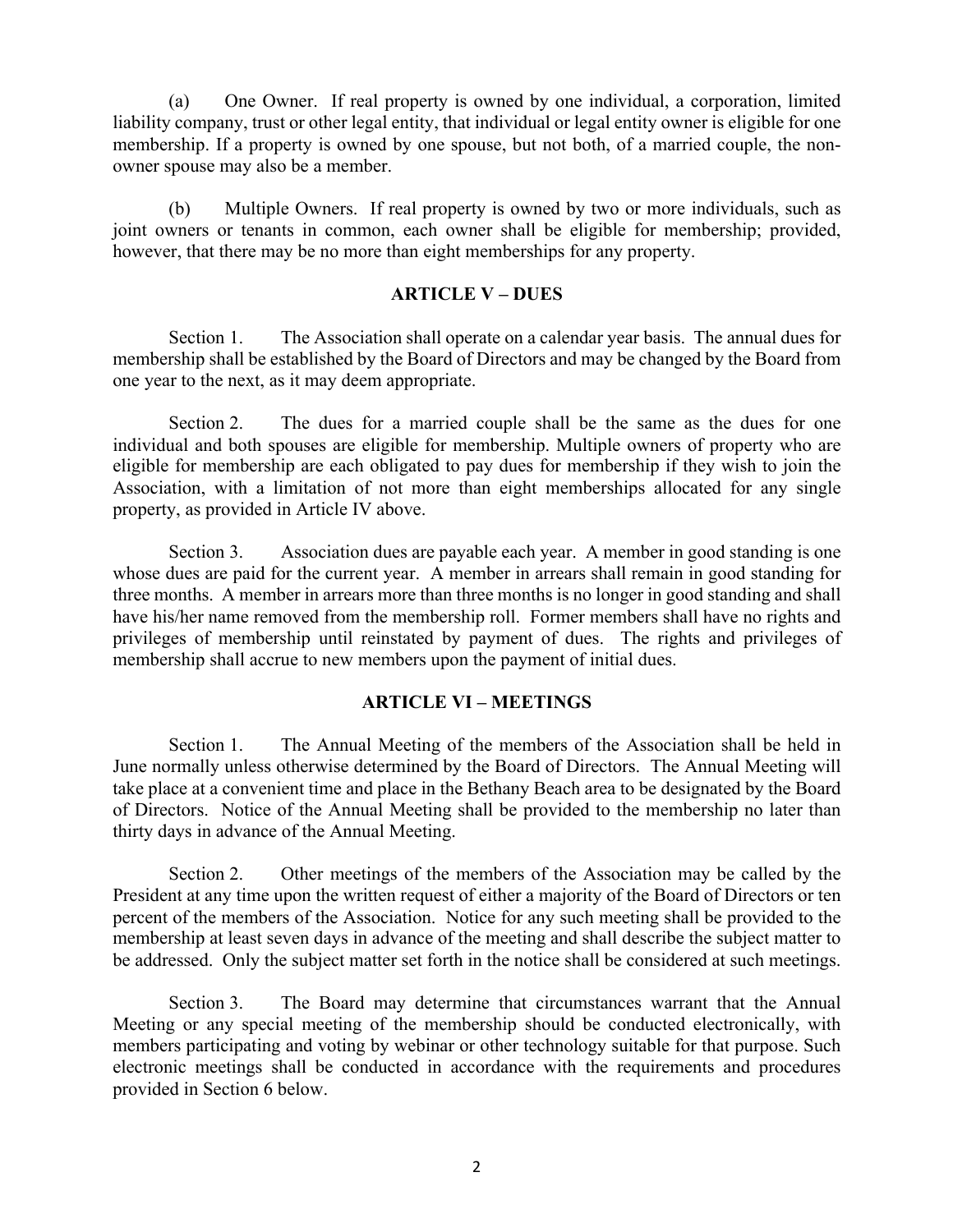(a) One Owner. If real property is owned by one individual, a corporation, limited liability company, trust or other legal entity, that individual or legal entity owner is eligible for one membership. If a property is owned by one spouse, but not both, of a married couple, the non-owner spouse may also be a member.

(b) Multiple Owners. If real property is owned by two or more individuals, such as joint owners or tenants in common, each owner shall be eligible for membership; provided, however, that there may be no more than eight memberships for any property.

## ARTICLE V – DUES

Section 1. The Association shall operate on a calendar year basis. The annual dues for membership shall be established by the Board of Directors and may be changed by the Board from one year to the next, as it may deem appropriate.

Section 2. The dues for a married couple shall be the same as the dues for one individual and both spouses are eligible for membership. Multiple owners of property who are eligible for membership are each obligated to pay dues for membership if they wish to join the Association, with a limitation of not more than eight memberships allocated for any single property, as provided in Article IV above.

Section 3. Association dues are payable each year. A member in good standing is one whose dues are paid for the current year. A member in arrears shall remain in good standing for three months. A member in arrears more than three months is no longer in good standing and shall have his/her name removed from the membership roll. Former members shall have no rights and privileges of membership until reinstated by payment of dues. The rights and privileges of membership shall accrue to new members upon the payment of initial dues.

## ARTICLE VI – MEETINGS

Section 1. The Annual Meeting of the members of the Association shall be held in June normally unless otherwise determined by the Board of Directors. The Annual Meeting will take place at a convenient time and place in the Bethany Beach area to be designated by the Board of Directors. Notice of the Annual Meeting shall be provided to the membership no later than thirty days in advance of the Annual Meeting.

Section 2. Other meetings of the members of the Association may be called by the President at any time upon the written request of either a majority of the Board of Directors or ten percent of the members of the Association. Notice for any such meeting shall be provided to the membership at least seven days in advance of the meeting and shall describe the subject matter to be addressed. Only the subject matter set forth in the notice shall be considered at such meetings.

Section 3. The Board may determine that circumstances warrant that the Annual Meeting or any special meeting of the membership should be conducted electronically, with members participating and voting by webinar or other technology suitable for that purpose. Such electronic meetings shall be conducted in accordance with the requirements and procedures provided in Section 6 below.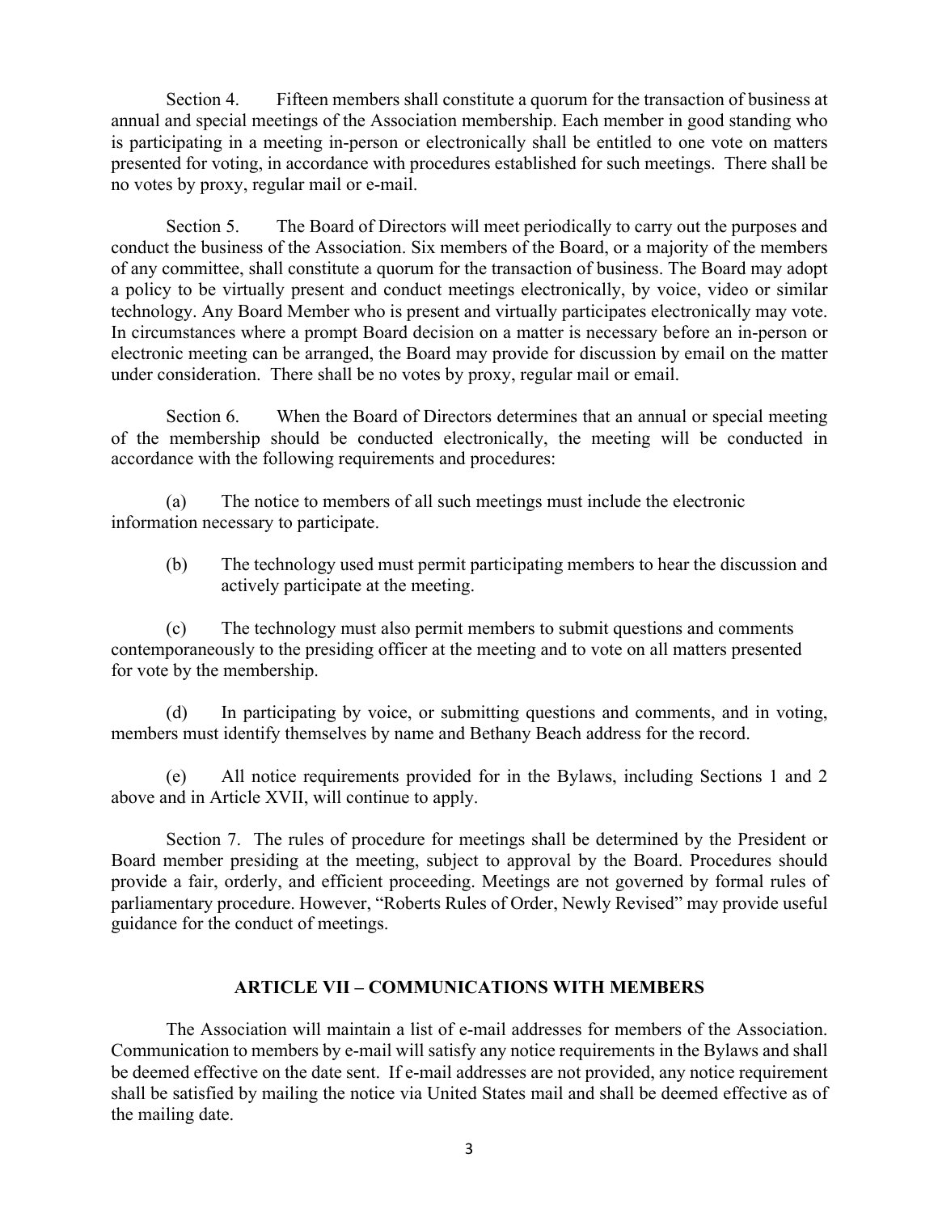Section 4. Fifteen members shall constitute a quorum for the transaction of business at annual and special meetings of the Association membership. Each member in good standing who is participating in a meeting in-person or electronically shall be entitled to one vote on matters presented for voting, in accordance with procedures established for such meetings. There shall be no votes by proxy, regular mail or e-mail.

Section 5. The Board of Directors will meet periodically to carry out the purposes and conduct the business of the Association. Six members of the Board, or a majority of the members of any committee, shall constitute a quorum for the transaction of business. The Board may adopt a policy to be virtually present and conduct meetings electronically, by voice, video or similar technology. Any Board Member who is present and virtually participates electronically may vote. In circumstances where a prompt Board decision on a matter is necessary before an in-person or electronic meeting can be arranged, the Board may provide for discussion by email on the matter under consideration. There shall be no votes by proxy, regular mail or email.

Section 6. When the Board of Directors determines that an annual or special meeting of the membership should be conducted electronically, the meeting will be conducted in accordance with the following requirements and procedures:

(a) The notice to members of all such meetings must include the electronic information necessary to participate.

(b) The technology used must permit participating members to hear the discussion and actively participate at the meeting.

(c) The technology must also permit members to submit questions and comments contemporaneously to the presiding officer at the meeting and to vote on all matters presented for vote by the membership.

(d) In participating by voice, or submitting questions and comments, and in voting, members must identify themselves by name and Bethany Beach address for the record.

(e) All notice requirements provided for in the Bylaws, including Sections 1 and 2 above and in Article XVII, will continue to apply.

Section 7. The rules of procedure for meetings shall be determined by the President or Board member presiding at the meeting, subject to approval by the Board. Procedures should provide a fair, orderly, and efficient proceeding. Meetings are not governed by formal rules of parliamentary procedure. However, "Roberts Rules of Order, Newly Revised" may provide useful guidance for the conduct of meetings.

## ARTICLE VII – COMMUNICATIONS WITH MEMBERS

The Association will maintain a list of e-mail addresses for members of the Association. Communication to members by e-mail will satisfy any notice requirements in the Bylaws and shall be deemed effective on the date sent. If e-mail addresses are not provided, any notice requirement shall be satisfied by mailing the notice via United States mail and shall be deemed effective as of the mailing date.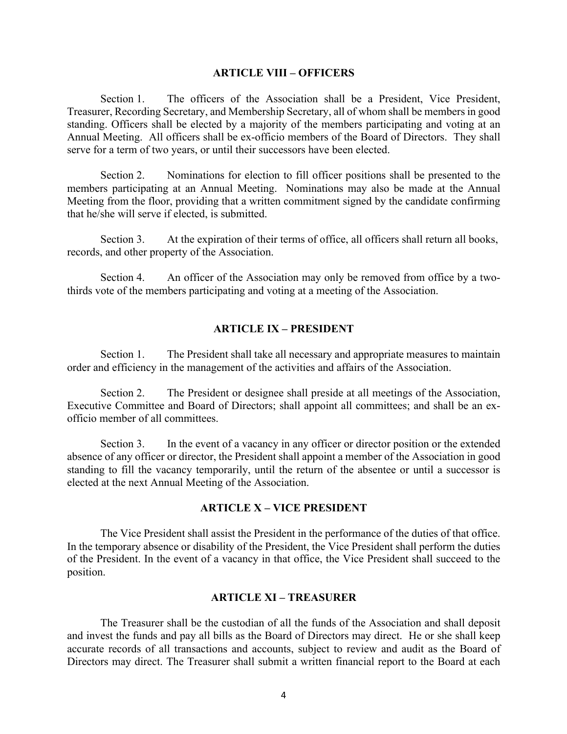## ARTICLE VIII – OFFICERS

Section 1. The officers of the Association shall be a President, Vice President, Treasurer, Recording Secretary, and Membership Secretary, all of whom shall be members in good standing. Officers shall be elected by a majority of the members participating and voting at an Annual Meeting. All officers shall be ex-officio members of the Board of Directors. They shall serve for a term of two years, or until their successors have been elected.

Section 2. Nominations for election to fill officer positions shall be presented to the members participating at an Annual Meeting. Nominations may also be made at the Annual Meeting from the floor, providing that a written commitment signed by the candidate confirming that he/she will serve if elected, is submitted.

Section 3. At the expiration of their terms of office, all officers shall return all books, records, and other property of the Association.

Section 4. An officer of the Association may only be removed from office by a two-thirds vote of the members participating and voting at a meeting of the Association.

## ARTICLE IX – PRESIDENT

Section 1. The President shall take all necessary and appropriate measures to maintain order and efficiency in the management of the activities and affairs of the Association.

Section 2. The President or designee shall preside at all meetings of the Association, Executive Committee and Board of Directors; shall appoint all committees; and shall be an ex-officio member of all committees.

Section 3. In the event of a vacancy in any officer or director position or the extended absence of any officer or director, the President shall appoint a member of the Association in good standing to fill the vacancy temporarily, until the return of the absentee or until a successor is elected at the next Annual Meeting of the Association.

## ARTICLE X – VICE PRESIDENT

The Vice President shall assist the President in the performance of the duties of that office. In the temporary absence or disability of the President, the Vice President shall perform the duties of the President. In the event of a vacancy in that office, the Vice President shall succeed to the position.

## ARTICLE XI – TREASURER

The Treasurer shall be the custodian of all the funds of the Association and shall deposit and invest the funds and pay all bills as the Board of Directors may direct. He or she shall keep accurate records of all transactions and accounts, subject to review and audit as the Board of Directors may direct. The Treasurer shall submit a written financial report to the Board at each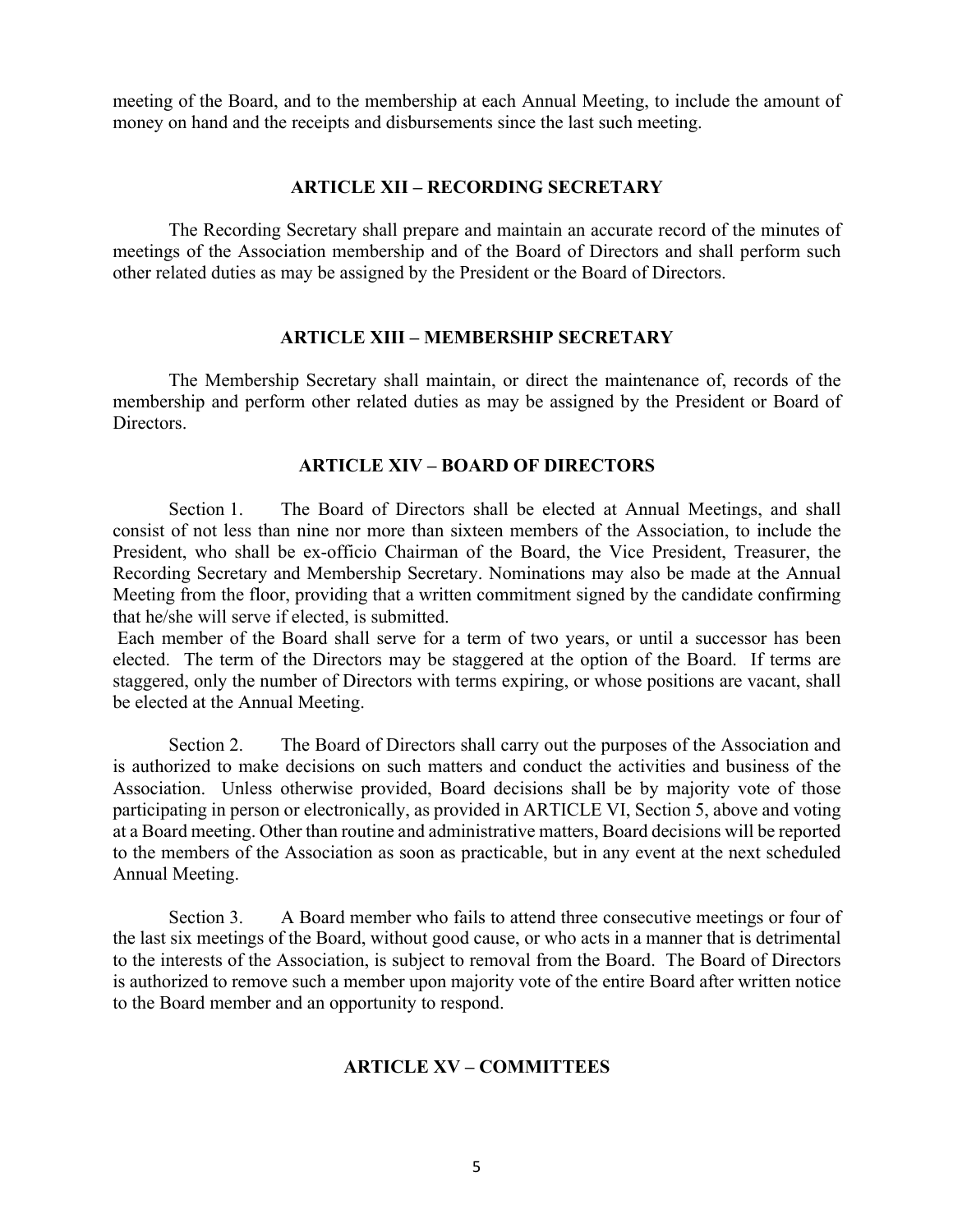meeting of the Board, and to the membership at each Annual Meeting, to include the amount of money on hand and the receipts and disbursements since the last such meeting.

## ARTICLE XII – RECORDING SECRETARY

The Recording Secretary shall prepare and maintain an accurate record of the minutes of meetings of the Association membership and of the Board of Directors and shall perform such other related duties as may be assigned by the President or the Board of Directors.

## ARTICLE XIII – MEMBERSHIP SECRETARY

The Membership Secretary shall maintain, or direct the maintenance of, records of the membership and perform other related duties as may be assigned by the President or Board of Directors.

## ARTICLE XIV – BOARD OF DIRECTORS

Section 1. The Board of Directors shall be elected at Annual Meetings, and shall consist of not less than nine nor more than sixteen members of the Association, to include the President, who shall be ex-officio Chairman of the Board, the Vice President, Treasurer, the Recording Secretary and Membership Secretary. Nominations may also be made at the Annual Meeting from the floor, providing that a written commitment signed by the candidate confirming that he/she will serve if elected, is submitted.

Each member of the Board shall serve for a term of two years, or until a successor has been elected. The term of the Directors may be staggered at the option of the Board. If terms are staggered, only the number of Directors with terms expiring, or whose positions are vacant, shall be elected at the Annual Meeting.

Section 2. The Board of Directors shall carry out the purposes of the Association and is authorized to make decisions on such matters and conduct the activities and business of the Association. Unless otherwise provided, Board decisions shall be by majority vote of those participating in person or electronically, as provided in ARTICLE VI, Section 5, above and voting at a Board meeting. Other than routine and administrative matters, Board decisions will be reported to the members of the Association as soon as practicable, but in any event at the next scheduled Annual Meeting.

Section 3. A Board member who fails to attend three consecutive meetings or four of the last six meetings of the Board, without good cause, or who acts in a manner that is detrimental to the interests of the Association, is subject to removal from the Board. The Board of Directors is authorized to remove such a member upon majority vote of the entire Board after written notice to the Board member and an opportunity to respond.

## ARTICLE XV – COMMITTEES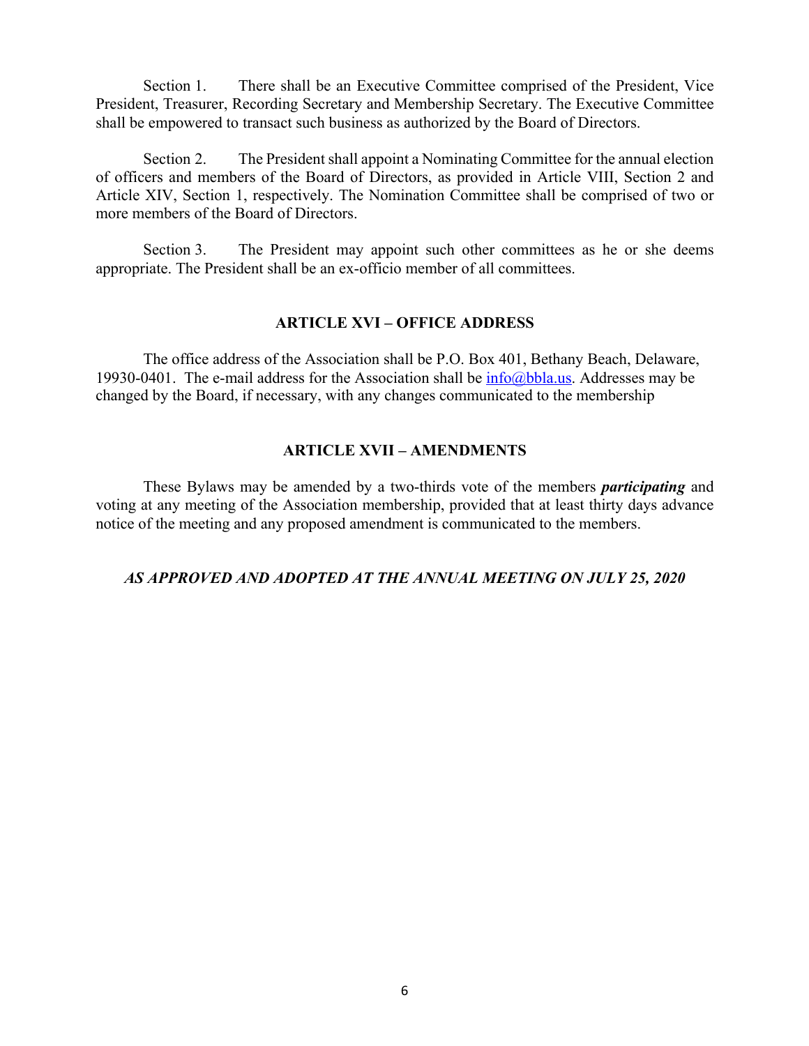Section 1. There shall be an Executive Committee comprised of the President, Vice President, Treasurer, Recording Secretary and Membership Secretary. The Executive Committee shall be empowered to transact such business as authorized by the Board of Directors.

Section 2. The President shall appoint a Nominating Committee for the annual election of officers and members of the Board of Directors, as provided in Article VIII, Section 2 and Article XIV, Section 1, respectively. The Nomination Committee shall be comprised of two or more members of the Board of Directors.

Section 3. The President may appoint such other committees as he or she deems appropriate. The President shall be an ex-officio member of all committees.

## ARTICLE XVI – OFFICE ADDRESS

The office address of the Association shall be P.O. Box 401, Bethany Beach, Delaware, 19930-0401. The e-mail address for the Association shall be info@bbla.us. Addresses may be changed by the Board, if necessary, with any changes communicated to the membership

## ARTICLE XVII – AMENDMENTS

These Bylaws may be amended by a two-thirds vote of the members ***participating*** and voting at any meeting of the Association membership, provided that at least thirty days advance notice of the meeting and any proposed amendment is communicated to the members.

***AS APPROVED AND ADOPTED AT THE ANNUAL MEETING ON JULY 25, 2020***